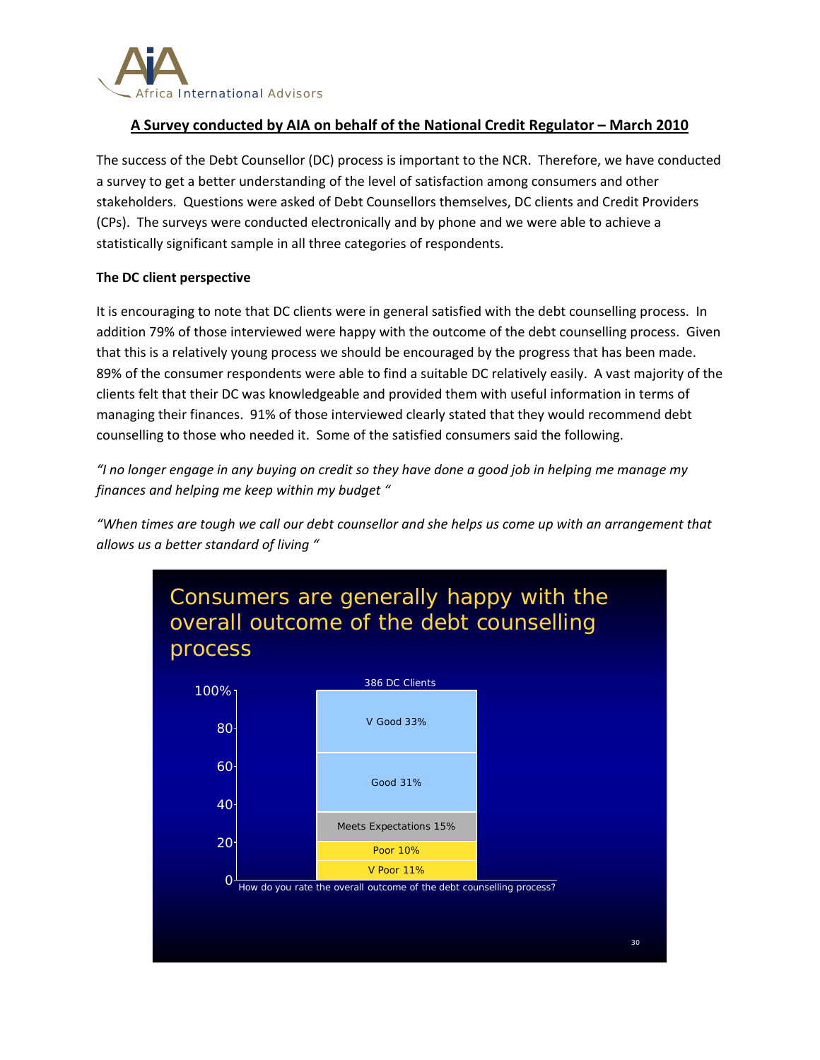Africa International Advisors

## A Survey conducted by AIA on behalf of the National Credit Regulator – March 2010

The success of the Debt Counsellor (DC) process is important to the NCR. Therefore, we have conducted a survey to get a better understanding of the level of satisfaction among consumers and other stakeholders. Questions were asked of Debt Counsellors themselves, DC clients and Credit Providers (CPs). The surveys were conducted electronically and by phone and we were able to achieve a statistically significant sample in all three categories of respondents.

### The DC client perspective

It is encouraging to note that DC clients were in general satisfied with the debt counselling process. In addition 79% of those interviewed were happy with the outcome of the debt counselling process. Given that this is a relatively young process we should be encouraged by the progress that has been made. 89% of the consumer respondents were able to find a suitable DC relatively easily. A vast majority of the clients felt that their DC was knowledgeable and provided them with useful information in terms of managing their finances. 91% of those interviewed clearly stated that they would recommend debt counselling to those who needed it. Some of the satisfied consumers said the following.

*"I no longer engage in any buying on credit so they have done a good job in helping me manage my finances and helping me keep within my budget "*

*"When times are tough we call our debt counsellor and she helps us come up with an arrangement that allows us a better standard of living "*

**Consumers are generally happy with the overall outcome of the debt counselling process**

386 DC Clients

| How do you rate the overall outcome of the debt counselling process? | % |
|---|---|
| V Good | 33% |
| Good | 31% |
| Meets Expectations | 15% |
| Poor | 10% |
| V Poor | 11% |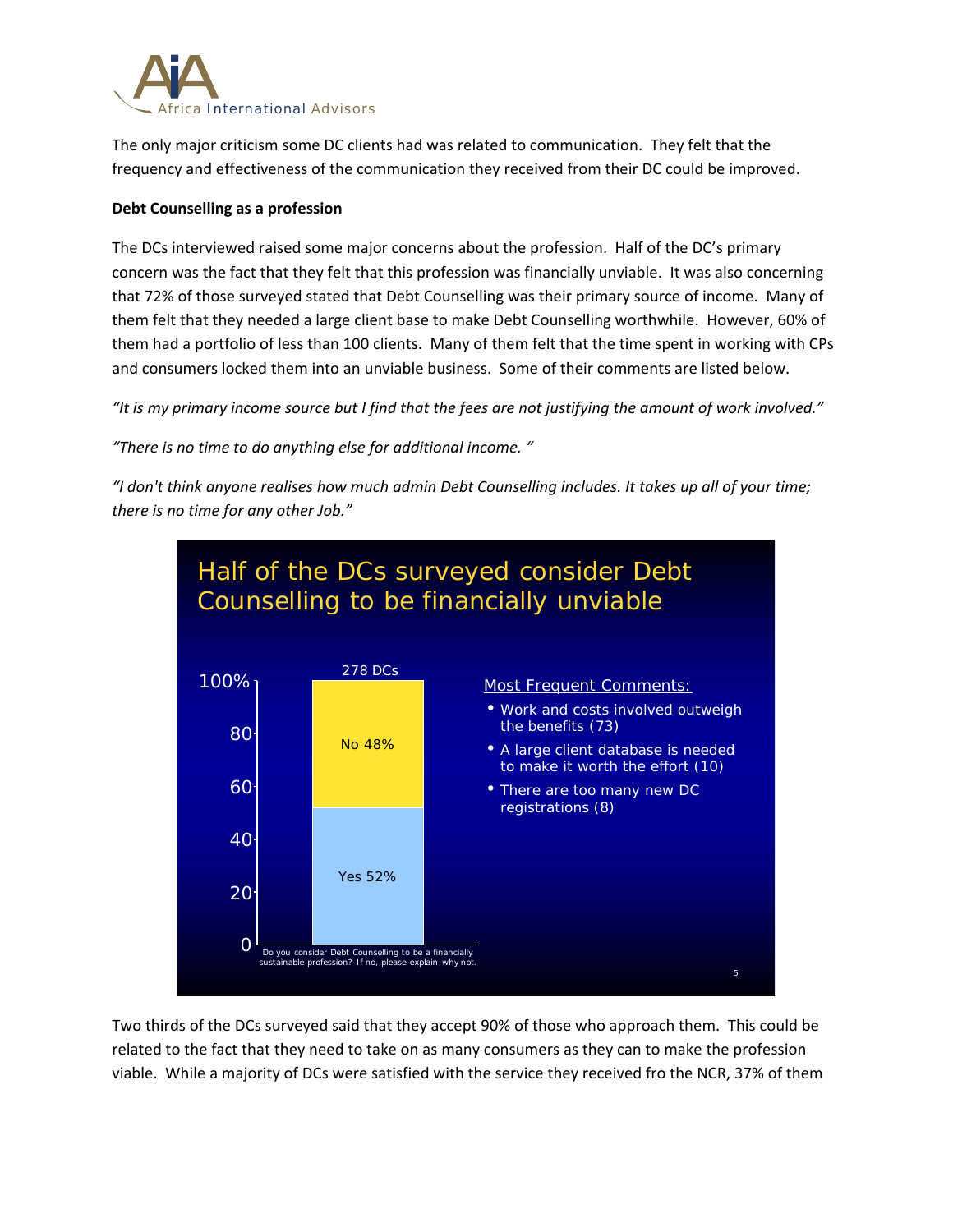The only major criticism some DC clients had was related to communication. They felt that the frequency and effectiveness of the communication they received from their DC could be improved.

**Debt Counselling as a profession**

The DCs interviewed raised some major concerns about the profession. Half of the DC's primary concern was the fact that they felt that this profession was financially unviable. It was also concerning that 72% of those surveyed stated that Debt Counselling was their primary source of income. Many of them felt that they needed a large client base to make Debt Counselling worthwhile. However, 60% of them had a portfolio of less than 100 clients. Many of them felt that the time spent in working with CPs and consumers locked them into an unviable business. Some of their comments are listed below.

*"It is my primary income source but I find that the fees are not justifying the amount of work involved."*

*"There is no time to do anything else for additional income. "*

*"I don't think anyone realises how much admin Debt Counselling includes. It takes up all of your time; there is no time for any other Job."*

**Half of the DCs surveyed consider Debt Counselling to be financially unviable**

Do you consider Debt Counselling to be a financially sustainable profession? If no, please explain why not. (278 DCs)

| Response | % |
|---|---|
| Yes | 52% |
| No | 48% |

Most Frequent Comments:

- Work and costs involved outweigh the benefits (73)
- A large client database is needed to make it worth the effort (10)
- There are too many new DC registrations (8)

Two thirds of the DCs surveyed said that they accept 90% of those who approach them. This could be related to the fact that they need to take on as many consumers as they can to make the profession viable. While a majority of DCs were satisfied with the service they received fro the NCR, 37% of them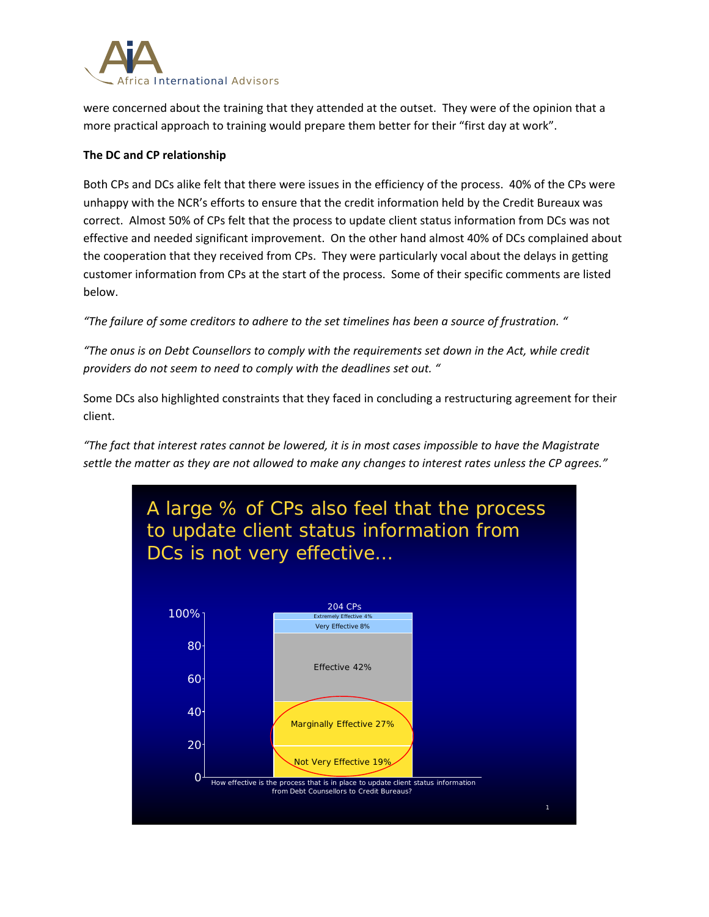were concerned about the training that they attended at the outset. They were of the opinion that a more practical approach to training would prepare them better for their "first day at work".

**The DC and CP relationship**

Both CPs and DCs alike felt that there were issues in the efficiency of the process. 40% of the CPs were unhappy with the NCR's efforts to ensure that the credit information held by the Credit Bureaux was correct. Almost 50% of CPs felt that the process to update client status information from DCs was not effective and needed significant improvement. On the other hand almost 40% of DCs complained about the cooperation that they received from CPs. They were particularly vocal about the delays in getting customer information from CPs at the start of the process. Some of their specific comments are listed below.

*"The failure of some creditors to adhere to the set timelines has been a source of frustration. "*

*"The onus is on Debt Counsellors to comply with the requirements set down in the Act, while credit providers do not seem to need to comply with the deadlines set out. "*

Some DCs also highlighted constraints that they faced in concluding a restructuring agreement for their client.

*"The fact that interest rates cannot be lowered, it is in most cases impossible to have the Magistrate settle the matter as they are not allowed to make any changes to interest rates unless the CP agrees."*

A large % of CPs also feel that the process to update client status information from DCs is not very effective…

204 CPs

| Response | % |
|---|---|
| Extremely Effective | 4% |
| Very Effective | 8% |
| Effective | 42% |
| Marginally Effective | 27% |
| Not Very Effective | 19% |

How effective is the process that is in place to update client status information from Debt Counsellors to Credit Bureaus?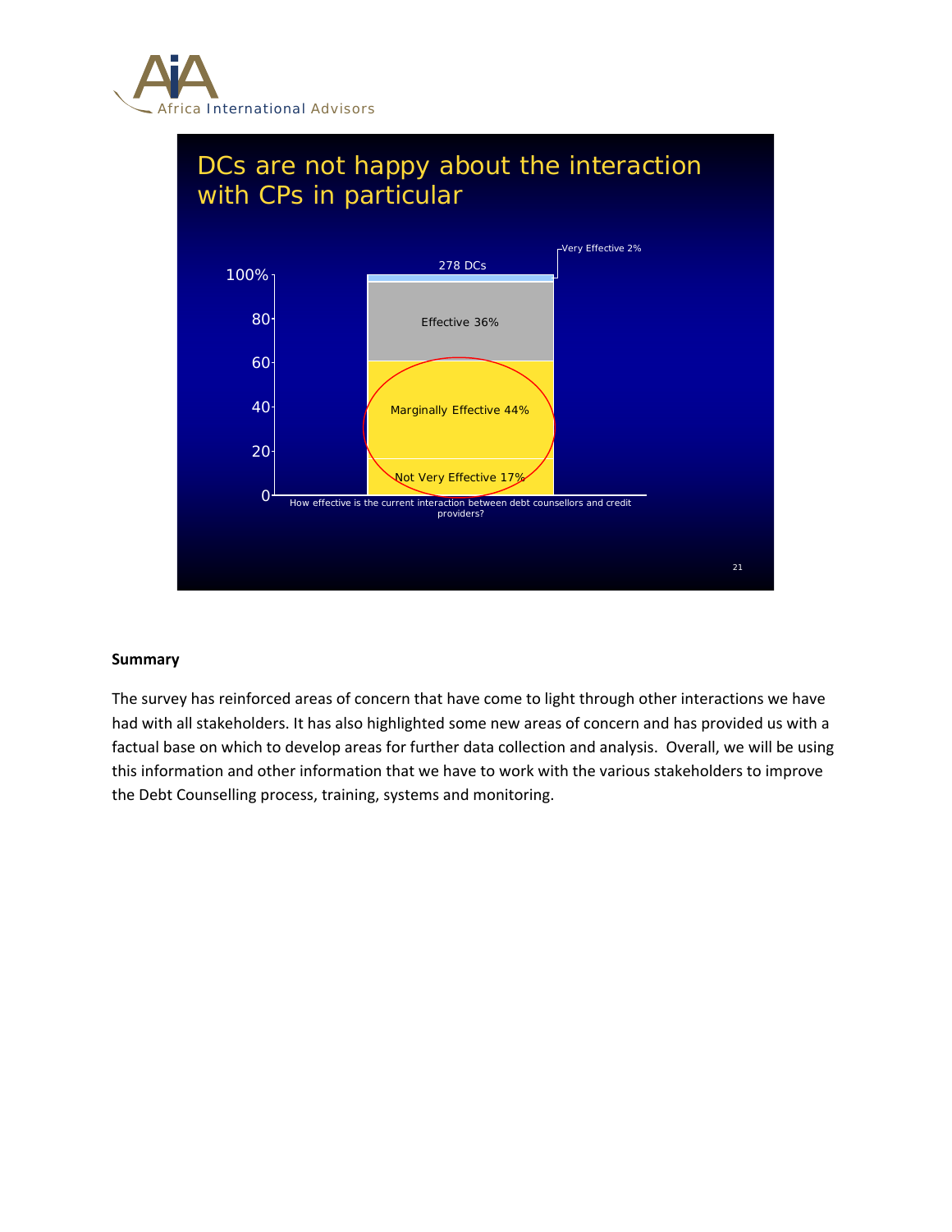DCs are not happy about the interaction with CPs in particular

278 DCs

Very Effective 2%

Effective 36%

Marginally Effective 44%

Not Very Effective 17%

100%

80

60

40

20

0

How effective is the current interaction between debt counsellors and credit providers?

**Summary**

The survey has reinforced areas of concern that have come to light through other interactions we have had with all stakeholders. It has also highlighted some new areas of concern and has provided us with a factual base on which to develop areas for further data collection and analysis. Overall, we will be using this information and other information that we have to work with the various stakeholders to improve the Debt Counselling process, training, systems and monitoring.